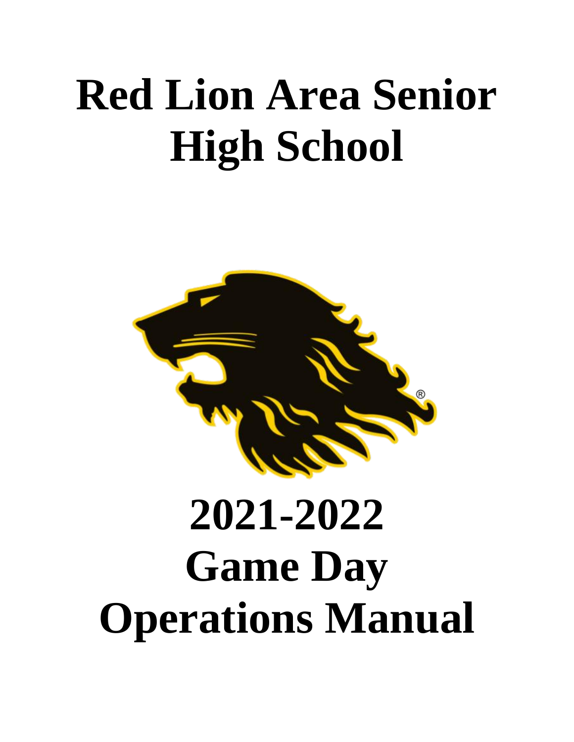# Red Lion Area Senior High School

# 2021-2022 Game Day Operations Manual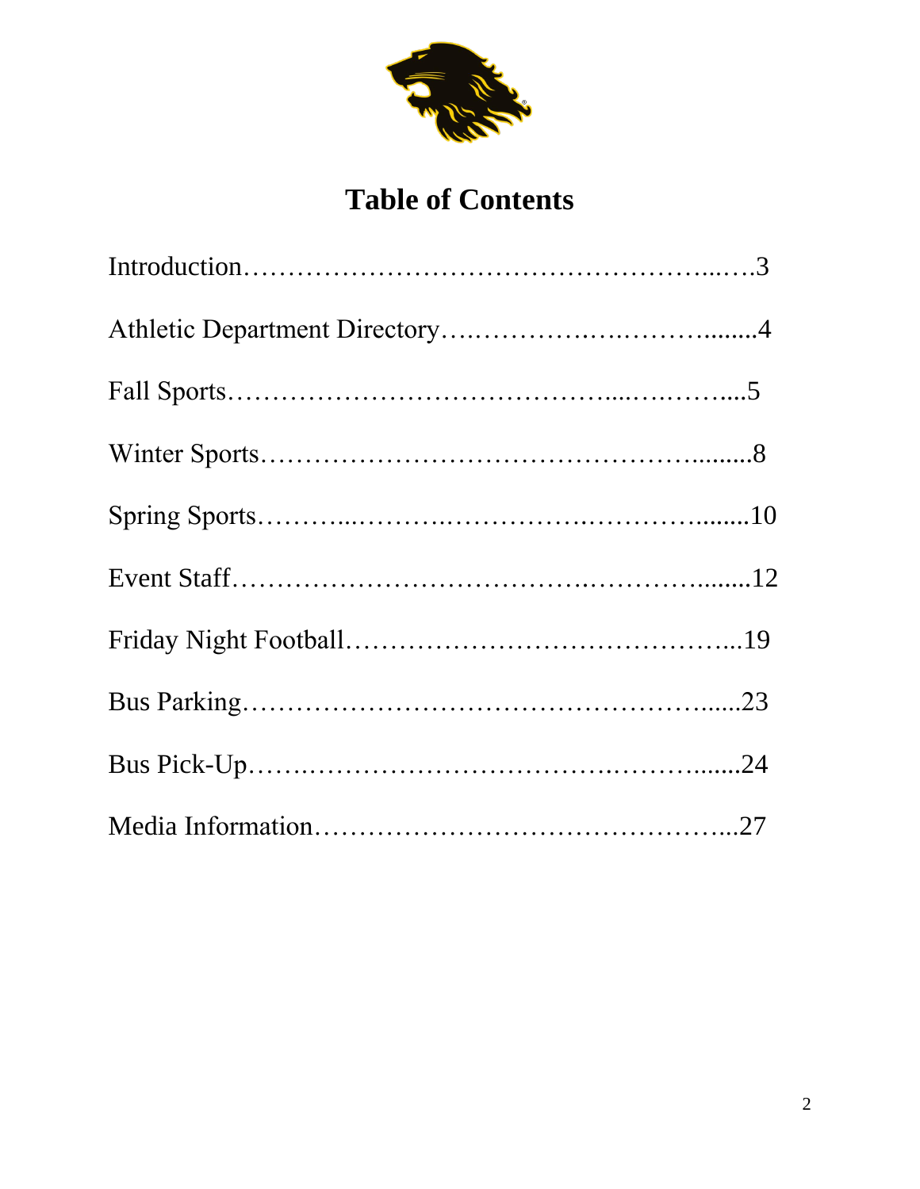# Table of Contents

Introduction……………………………………………...….3

Athletic Department Directory….…………….….……….......4

Fall Sports…………………………………....….….…....5

Winter Sports……………………………………….........8

Spring Sports………..……….…………….……….........10

Event Staff……………………………….………..........12

Friday Night Football……………………………………...19

Bus Parking………………………………………….......23

Bus Pick-Up…….……………………………….………......24

Media Information………………………………………...27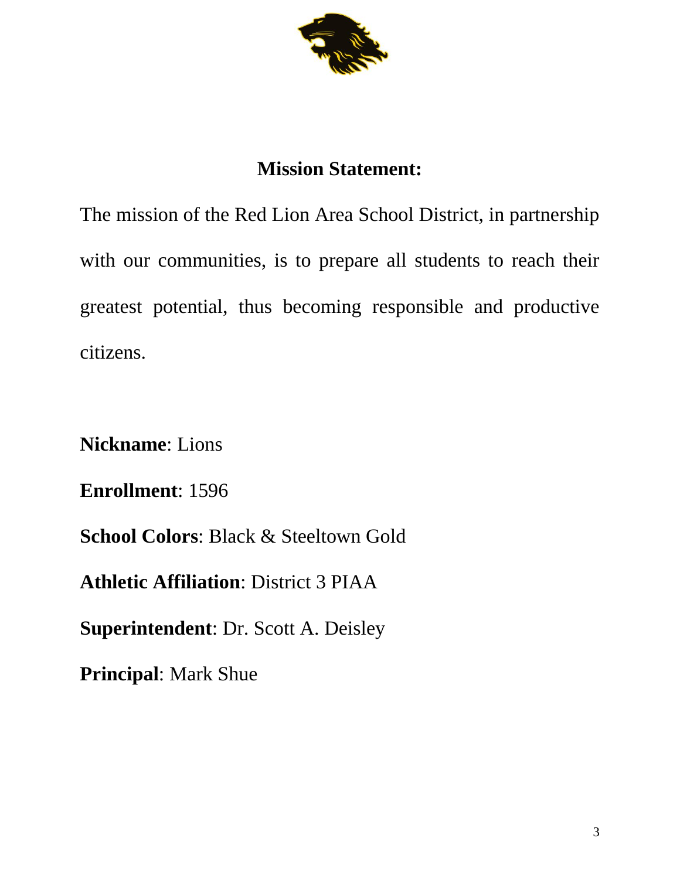## Mission Statement:

The mission of the Red Lion Area School District, in partnership with our communities, is to prepare all students to reach their greatest potential, thus becoming responsible and productive citizens.

**Nickname**: Lions

**Enrollment**: 1596

**School Colors**: Black & Steeltown Gold

**Athletic Affiliation**: District 3 PIAA

**Superintendent**: Dr. Scott A. Deisley

**Principal**: Mark Shue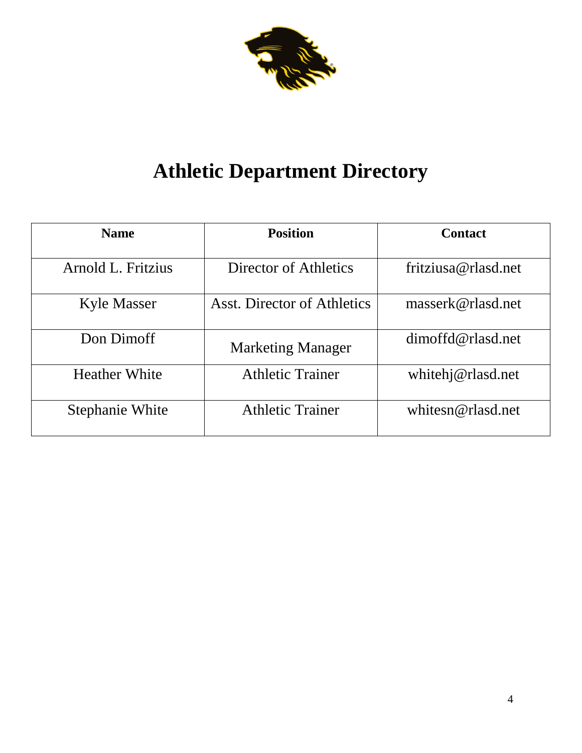# Athletic Department Directory

| Name | Position | Contact |
|---|---|---|
| Arnold L. Fritzius | Director of Athletics | fritziusa@rlasd.net |
| Kyle Masser | Asst. Director of Athletics | masserk@rlasd.net |
| Don Dimoff | Marketing Manager | dimoffd@rlasd.net |
| Heather White | Athletic Trainer | whitehj@rlasd.net |
| Stephanie White | Athletic Trainer | whitesn@rlasd.net |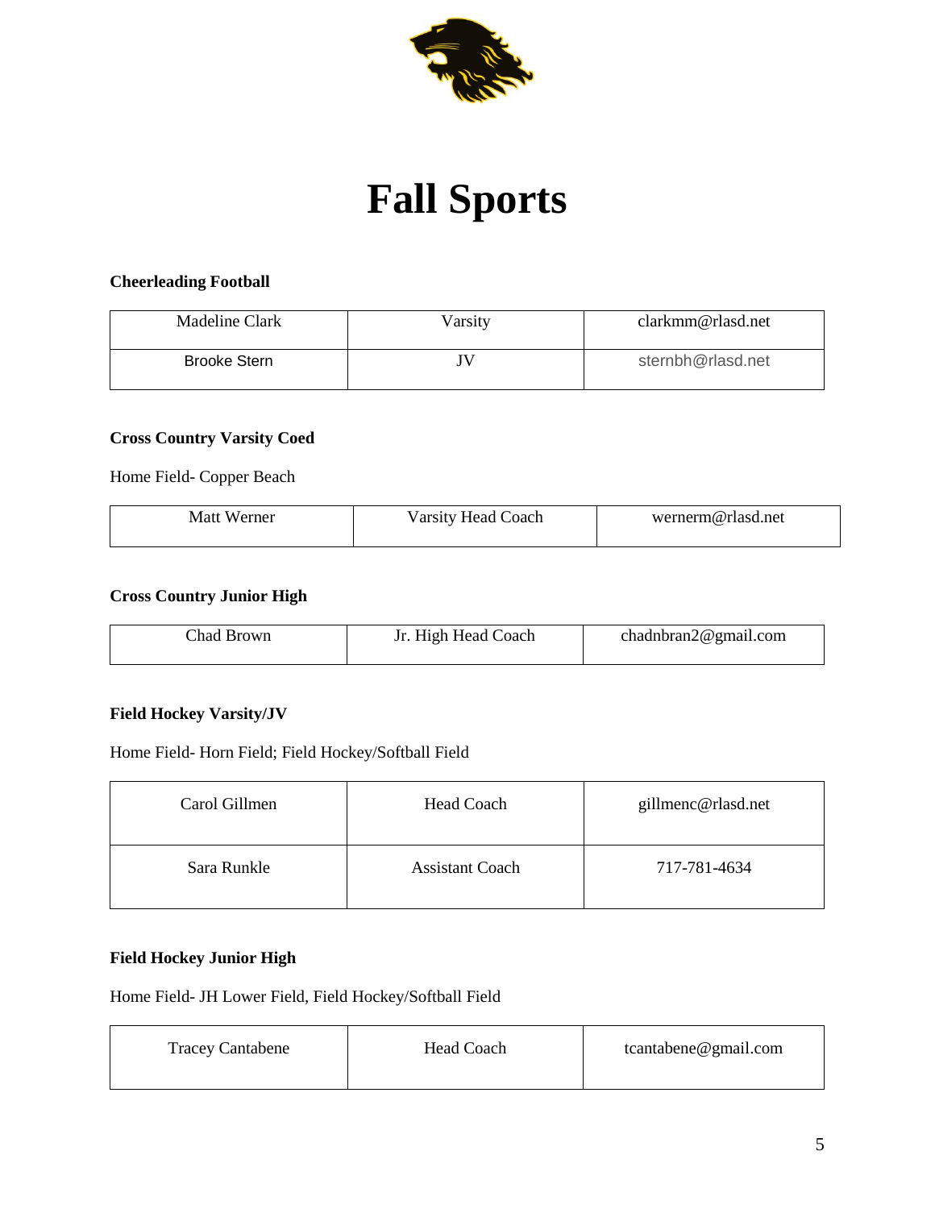# Fall Sports

**Cheerleading Football**

| Madeline Clark | Varsity | clarkmm@rlasd.net |
|---|---|---|
| Brooke Stern | JV | sternbh@rlasd.net |

**Cross Country Varsity Coed**

Home Field- Copper Beach

| Matt Werner | Varsity Head Coach | wernerm@rlasd.net |
|---|---|---|

**Cross Country Junior High**

| Chad Brown | Jr. High Head Coach | chadnbran2@gmail.com |
|---|---|---|

**Field Hockey Varsity/JV**

Home Field- Horn Field; Field Hockey/Softball Field

| Carol Gillmen | Head Coach | gillmenc@rlasd.net |
|---|---|---|
| Sara Runkle | Assistant Coach | 717-781-4634 |

**Field Hockey Junior High**

Home Field- JH Lower Field, Field Hockey/Softball Field

| Tracey Cantabene | Head Coach | tcantabene@gmail.com |
|---|---|---|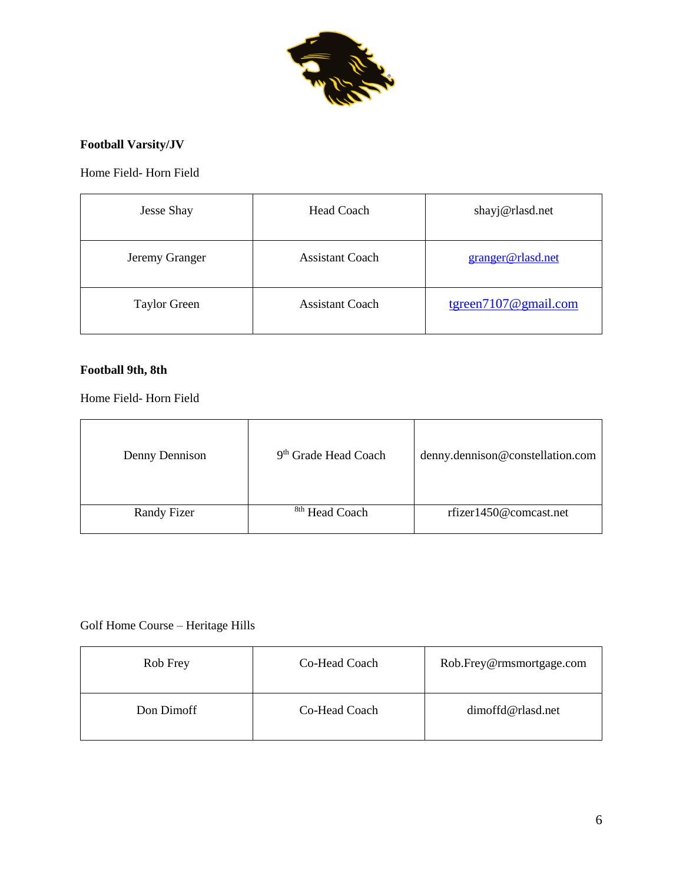**Football Varsity/JV**

Home Field- Horn Field

| Jesse Shay | Head Coach | shayj@rlasd.net |
|---|---|---|
| Jeremy Granger | Assistant Coach | granger@rlasd.net |
| Taylor Green | Assistant Coach | tgreen7107@gmail.com |

**Football 9th, 8th**

Home Field- Horn Field

| Denny Dennison | 9th Grade Head Coach | denny.dennison@constellation.com |
|---|---|---|
| Randy Fizer | 8th Head Coach | rfizer1450@comcast.net |

Golf Home Course – Heritage Hills

| Rob Frey | Co-Head Coach | Rob.Frey@rmsmortgage.com |
|---|---|---|
| Don Dimoff | Co-Head Coach | dimoffd@rlasd.net |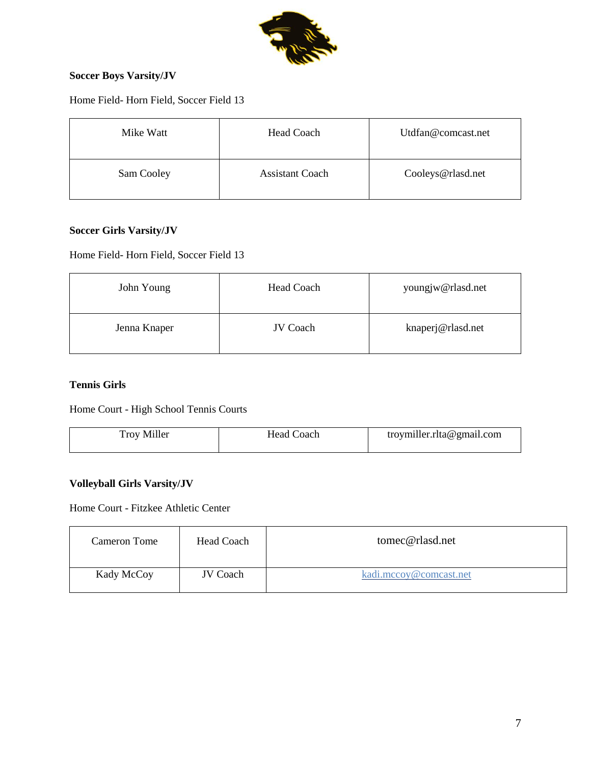**Soccer Boys Varsity/JV**

Home Field- Horn Field, Soccer Field 13

| Mike Watt | Head Coach | Utdfan@comcast.net |
|---|---|---|
| Sam Cooley | Assistant Coach | Cooleys@rlasd.net |

**Soccer Girls Varsity/JV**

Home Field- Horn Field, Soccer Field 13

| John Young | Head Coach | youngjw@rlasd.net |
|---|---|---|
| Jenna Knaper | JV Coach | knaperj@rlasd.net |

**Tennis Girls**

Home Court - High School Tennis Courts

| Troy Miller | Head Coach | troymiller.rlta@gmail.com |
|---|---|---|

**Volleyball Girls Varsity/JV**

Home Court - Fitzkee Athletic Center

| Cameron Tome | Head Coach | tomec@rlasd.net |
|---|---|---|
| Kady McCoy | JV Coach | kadi.mccoy@comcast.net |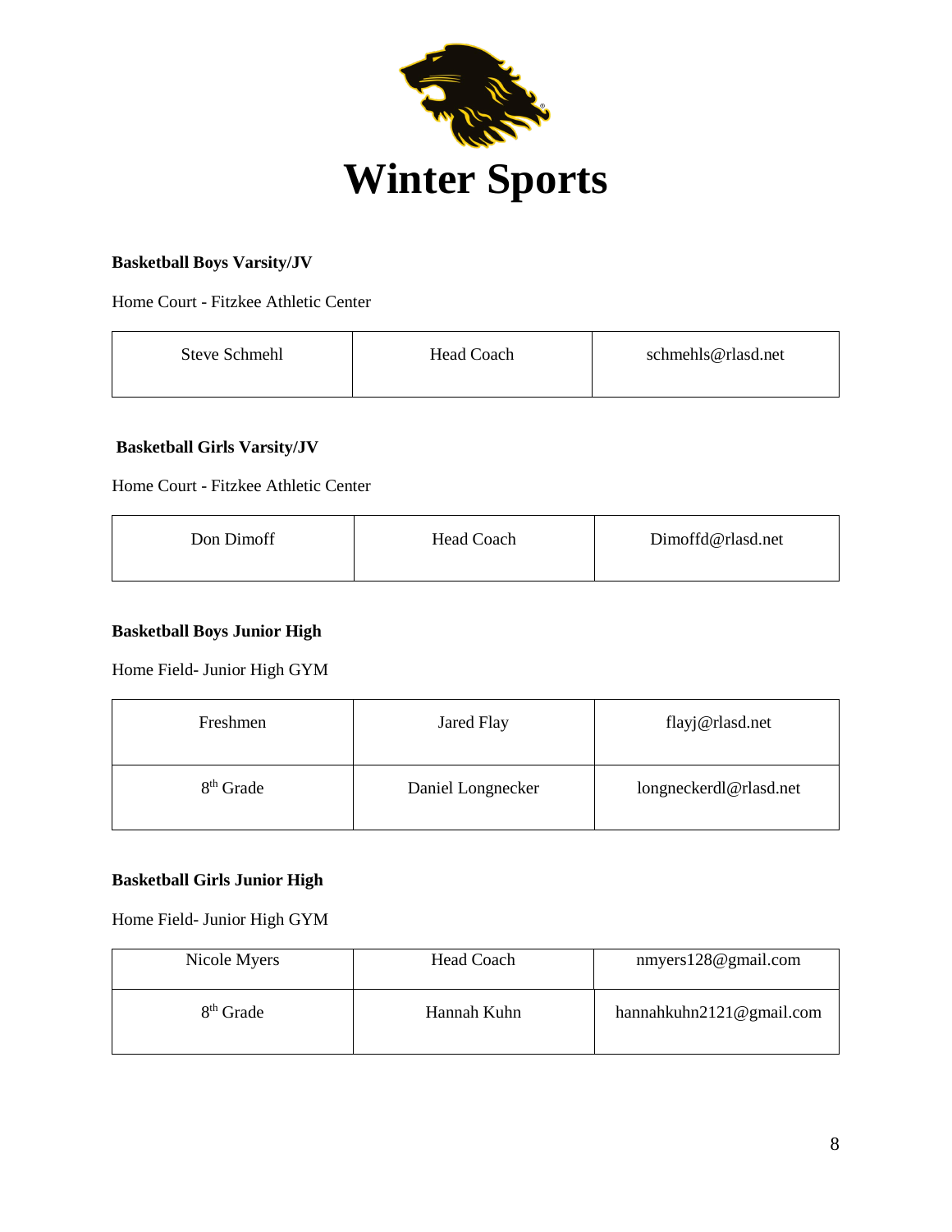# Winter Sports

**Basketball Boys Varsity/JV**

Home Court - Fitzkee Athletic Center

| Steve Schmehl | Head Coach | schmehls@rlasd.net |
|---|---|---|

**Basketball Girls Varsity/JV**

Home Court - Fitzkee Athletic Center

| Don Dimoff | Head Coach | Dimoffd@rlasd.net |
|---|---|---|

**Basketball Boys Junior High**

Home Field- Junior High GYM

| Freshmen | Jared Flay | flayj@rlasd.net |
|---|---|---|
| 8th Grade | Daniel Longnecker | longneckerdl@rlasd.net |

**Basketball Girls Junior High**

Home Field- Junior High GYM

| Nicole Myers | Head Coach | nmyers128@gmail.com |
|---|---|---|
| 8th Grade | Hannah Kuhn | hannahkuhn2121@gmail.com |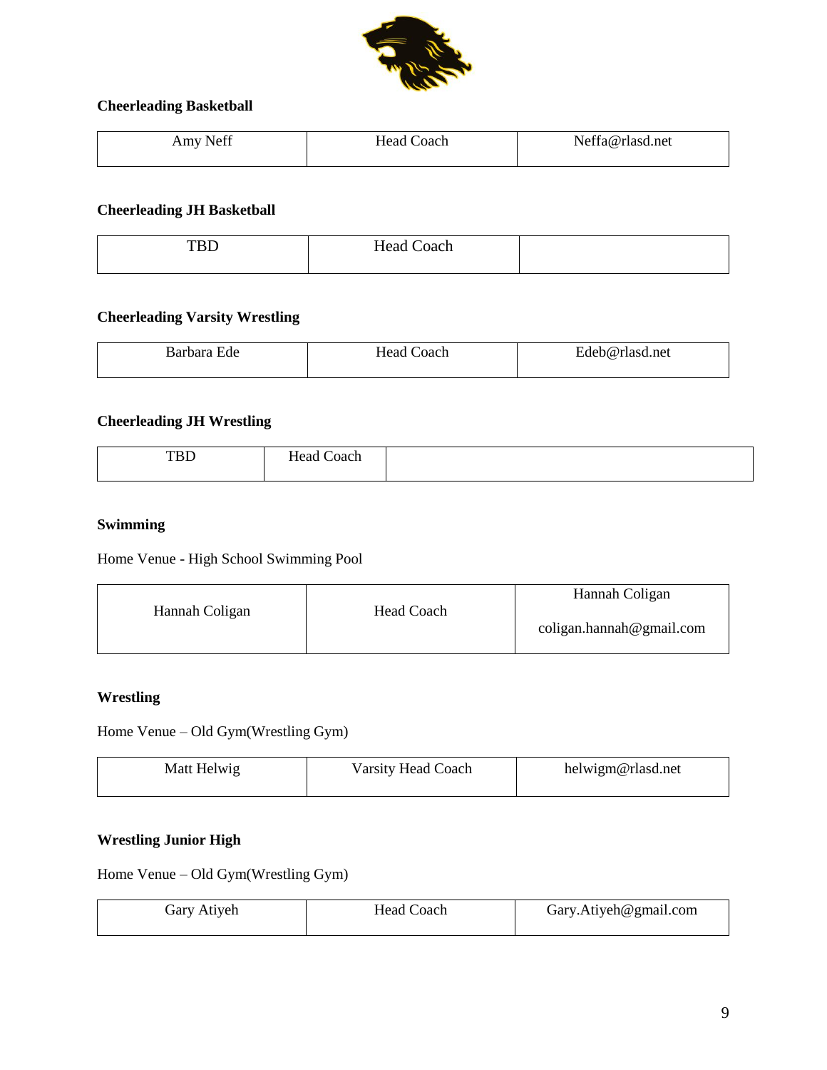**Cheerleading Basketball**

| Amy Neff | Head Coach | Neffa@rlasd.net |
|---|---|---|

**Cheerleading JH Basketball**

| TBD | Head Coach | |
|---|---|---|

**Cheerleading Varsity Wrestling**

| Barbara Ede | Head Coach | Edeb@rlasd.net |
|---|---|---|

**Cheerleading JH Wrestling**

| TBD | Head Coach | |
|---|---|---|

**Swimming**

Home Venue - High School Swimming Pool

| Hannah Coligan | Head Coach | Hannah Coligan<br>coligan.hannah@gmail.com |
|---|---|---|

**Wrestling**

Home Venue – Old Gym(Wrestling Gym)

| Matt Helwig | Varsity Head Coach | helwigm@rlasd.net |
|---|---|---|

**Wrestling Junior High**

Home Venue – Old Gym(Wrestling Gym)

| Gary Atiyeh | Head Coach | Gary.Atiyeh@gmail.com |
|---|---|---|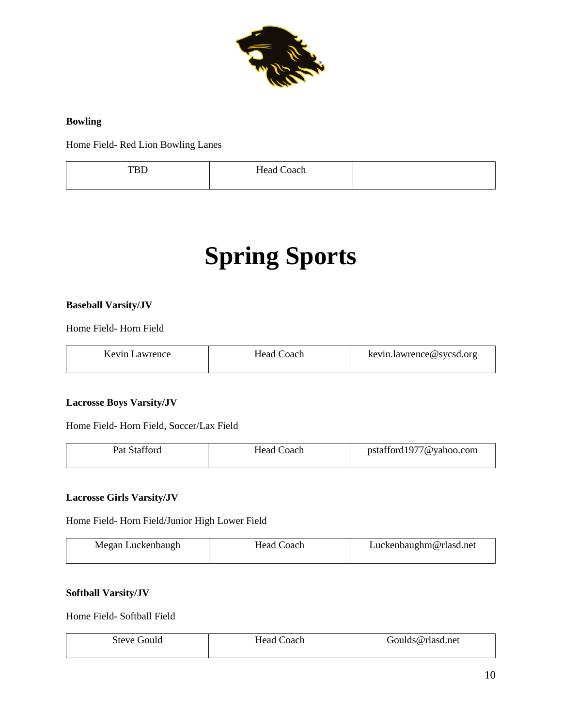**Bowling**

Home Field- Red Lion Bowling Lanes

| TBD | Head Coach | |
|---|---|---|

# Spring Sports

**Baseball Varsity/JV**

Home Field- Horn Field

| Kevin Lawrence | Head Coach | kevin.lawrence@sycsd.org |
|---|---|---|

**Lacrosse Boys Varsity/JV**

Home Field- Horn Field, Soccer/Lax Field

| Pat Stafford | Head Coach | pstafford1977@yahoo.com |
|---|---|---|

**Lacrosse Girls Varsity/JV**

Home Field- Horn Field/Junior High Lower Field

| Megan Luckenbaugh | Head Coach | Luckenbaughm@rlasd.net |
|---|---|---|

**Softball Varsity/JV**

Home Field- Softball Field

| Steve Gould | Head Coach | Goulds@rlasd.net |
|---|---|---|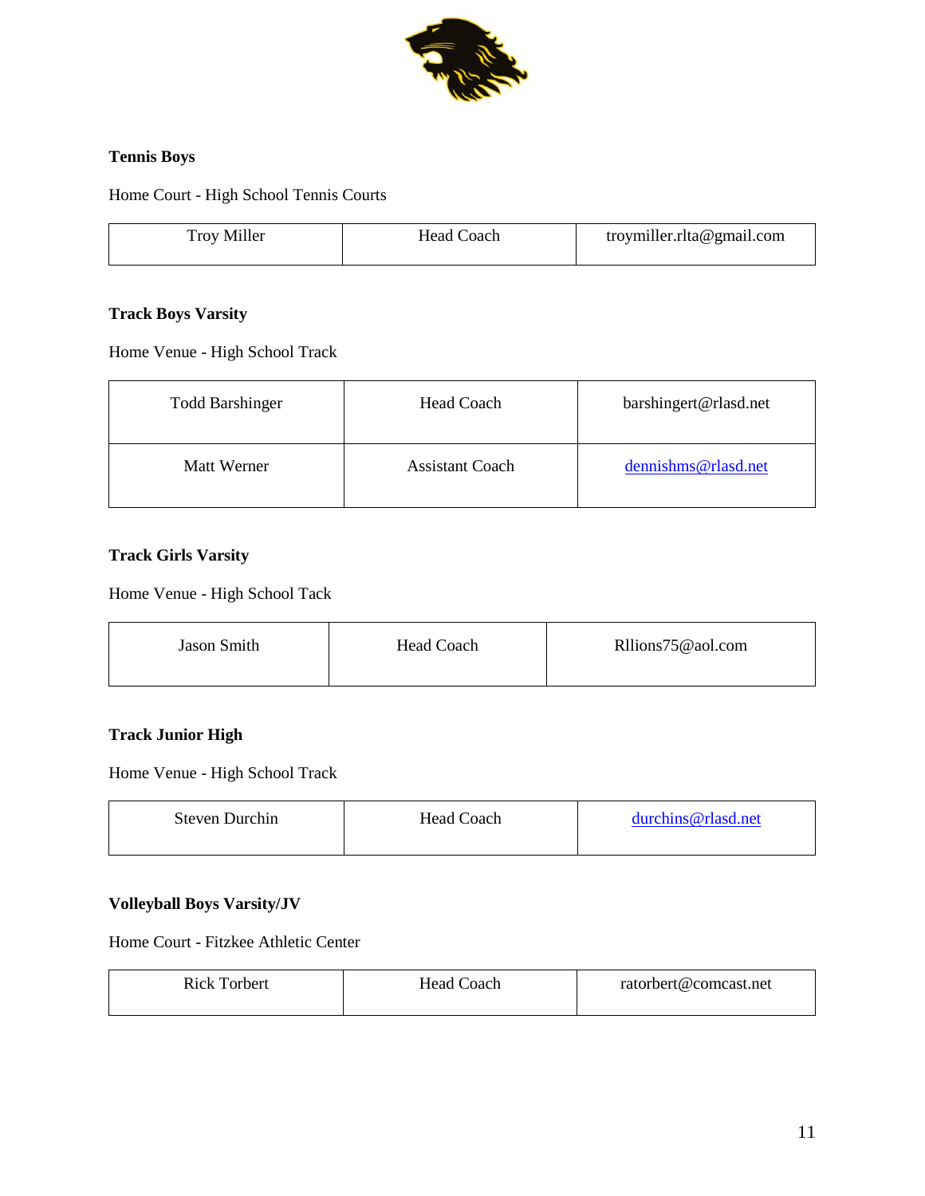**Tennis Boys**

Home Court - High School Tennis Courts

| Troy Miller | Head Coach | troymiller.rlta@gmail.com |
|---|---|---|

**Track Boys Varsity**

Home Venue - High School Track

| Todd Barshinger | Head Coach | barshingert@rlasd.net |
|---|---|---|
| Matt Werner | Assistant Coach | dennishms@rlasd.net |

**Track Girls Varsity**

Home Venue - High School Tack

| Jason Smith | Head Coach | Rllions75@aol.com |
|---|---|---|

**Track Junior High**

Home Venue - High School Track

| Steven Durchin | Head Coach | durchins@rlasd.net |
|---|---|---|

**Volleyball Boys Varsity/JV**

Home Court - Fitzkee Athletic Center

| Rick Torbert | Head Coach | ratorbert@comcast.net |
|---|---|---|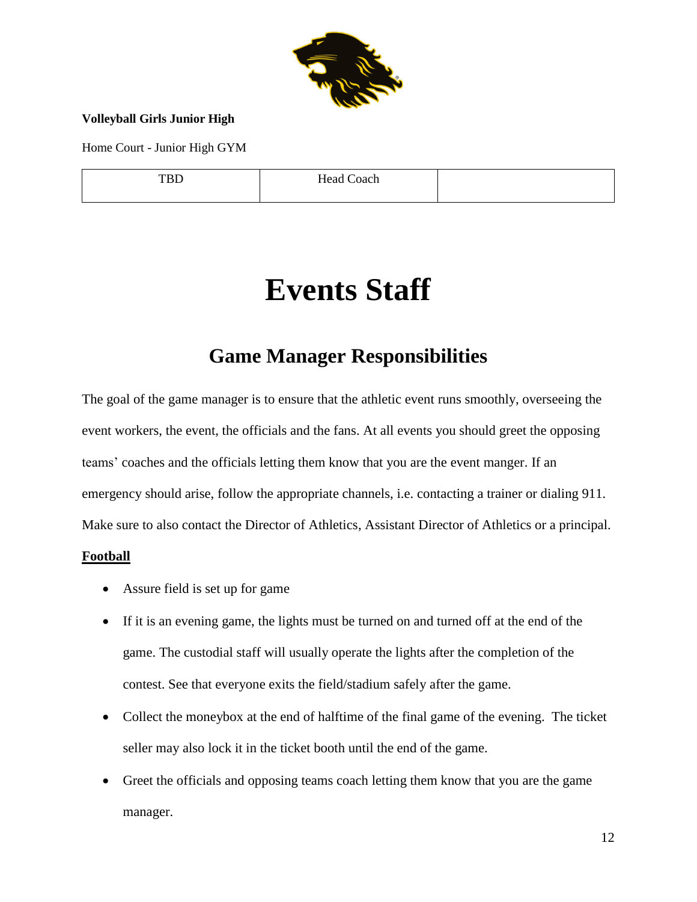**Volleyball Girls Junior High**

Home Court - Junior High GYM

| TBD | Head Coach | |
|---|---|---|

# Events Staff

## Game Manager Responsibilities

The goal of the game manager is to ensure that the athletic event runs smoothly, overseeing the event workers, the event, the officials and the fans. At all events you should greet the opposing teams' coaches and the officials letting them know that you are the event manger. If an emergency should arise, follow the appropriate channels, i.e. contacting a trainer or dialing 911. Make sure to also contact the Director of Athletics, Assistant Director of Athletics or a principal.

**Football**

- Assure field is set up for game
- If it is an evening game, the lights must be turned on and turned off at the end of the game. The custodial staff will usually operate the lights after the completion of the contest. See that everyone exits the field/stadium safely after the game.
- Collect the moneybox at the end of halftime of the final game of the evening. The ticket seller may also lock it in the ticket booth until the end of the game.
- Greet the officials and opposing teams coach letting them know that you are the game manager.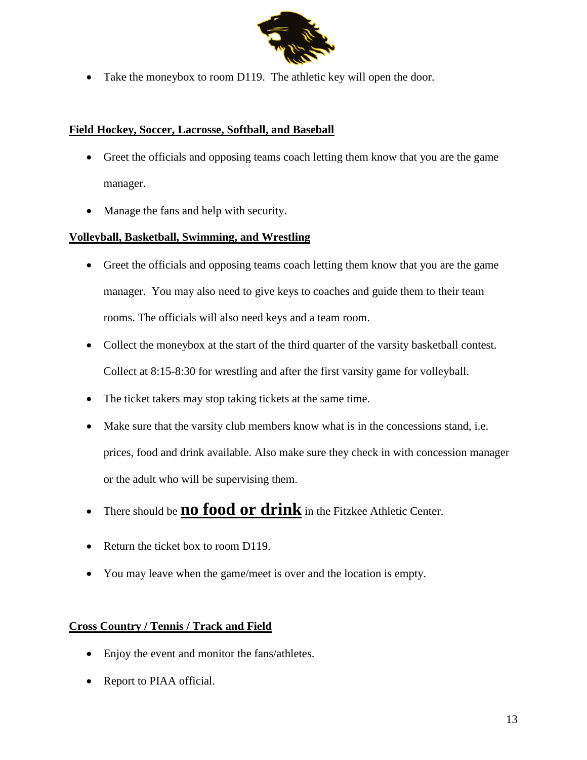- Take the moneybox to room D119. The athletic key will open the door.

**Field Hockey, Soccer, Lacrosse, Softball, and Baseball**

- Greet the officials and opposing teams coach letting them know that you are the game manager.
- Manage the fans and help with security.

**Volleyball, Basketball, Swimming, and Wrestling**

- Greet the officials and opposing teams coach letting them know that you are the game manager. You may also need to give keys to coaches and guide them to their team rooms. The officials will also need keys and a team room.
- Collect the moneybox at the start of the third quarter of the varsity basketball contest. Collect at 8:15-8:30 for wrestling and after the first varsity game for volleyball.
- The ticket takers may stop taking tickets at the same time.
- Make sure that the varsity club members know what is in the concessions stand, i.e. prices, food and drink available. Also make sure they check in with concession manager or the adult who will be supervising them.
- There should be **no food or drink** in the Fitzkee Athletic Center.
- Return the ticket box to room D119.
- You may leave when the game/meet is over and the location is empty.

**Cross Country / Tennis / Track and Field**

- Enjoy the event and monitor the fans/athletes.
- Report to PIAA official.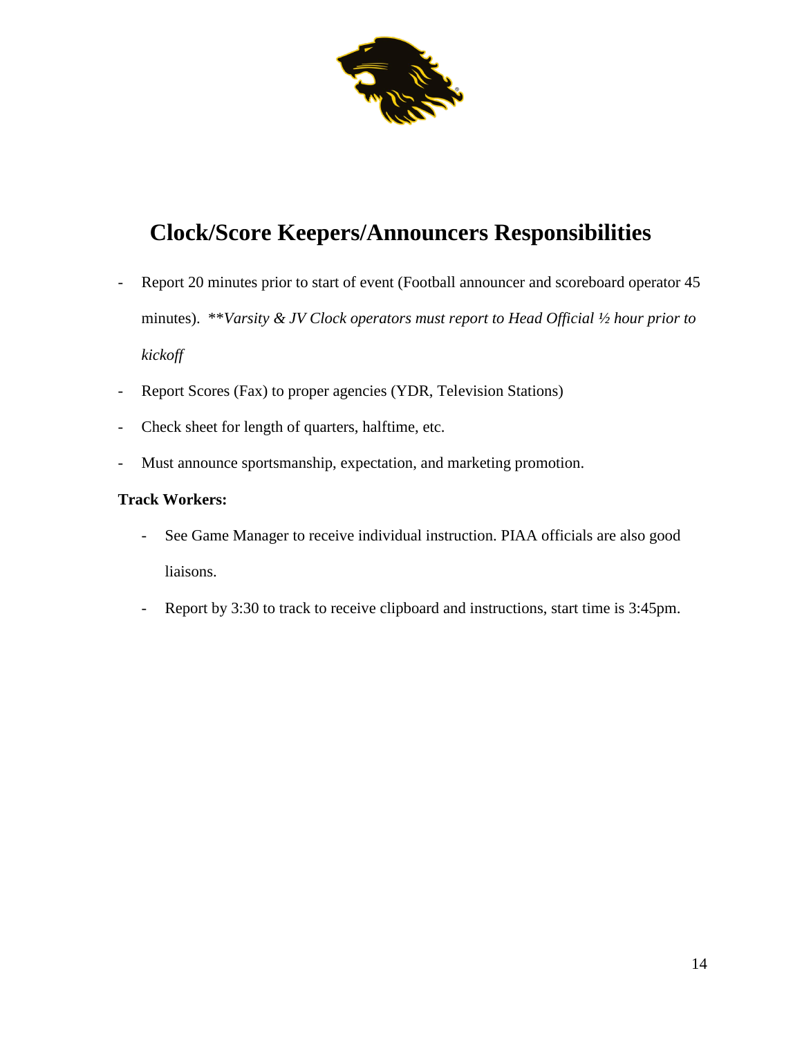# Clock/Score Keepers/Announcers Responsibilities

- Report 20 minutes prior to start of event (Football announcer and scoreboard operator 45 minutes). *\*\*Varsity & JV Clock operators must report to Head Official ½ hour prior to kickoff*
- Report Scores (Fax) to proper agencies (YDR, Television Stations)
- Check sheet for length of quarters, halftime, etc.
- Must announce sportsmanship, expectation, and marketing promotion.

**Track Workers:**

- See Game Manager to receive individual instruction. PIAA officials are also good liaisons.
- Report by 3:30 to track to receive clipboard and instructions, start time is 3:45pm.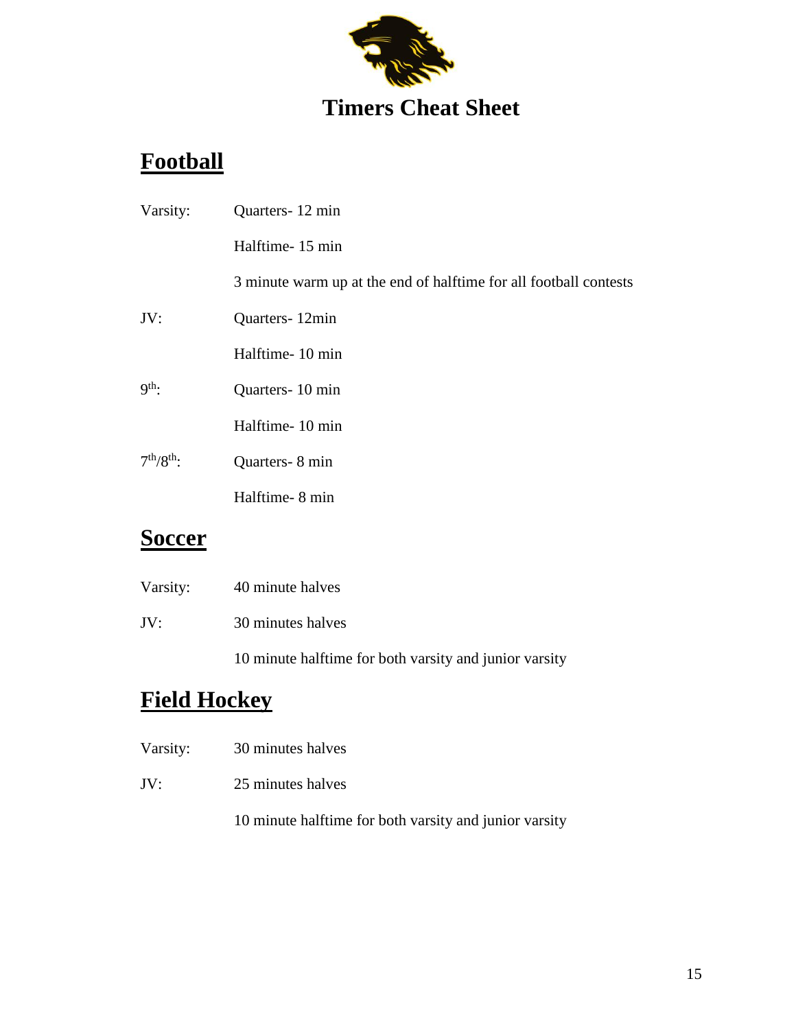# Timers Cheat Sheet

## Football

| | |
|---|---|
| Varsity: | Quarters- 12 min |
| | Halftime- 15 min |
| | 3 minute warm up at the end of halftime for all football contests |
| JV: | Quarters- 12min |
| | Halftime- 10 min |
| 9th: | Quarters- 10 min |
| | Halftime- 10 min |
| 7th/8th: | Quarters- 8 min |
| | Halftime- 8 min |

## Soccer

| | |
|---|---|
| Varsity: | 40 minute halves |
| JV: | 30 minutes halves |
| | 10 minute halftime for both varsity and junior varsity |

## Field Hockey

| | |
|---|---|
| Varsity: | 30 minutes halves |
| JV: | 25 minutes halves |
| | 10 minute halftime for both varsity and junior varsity |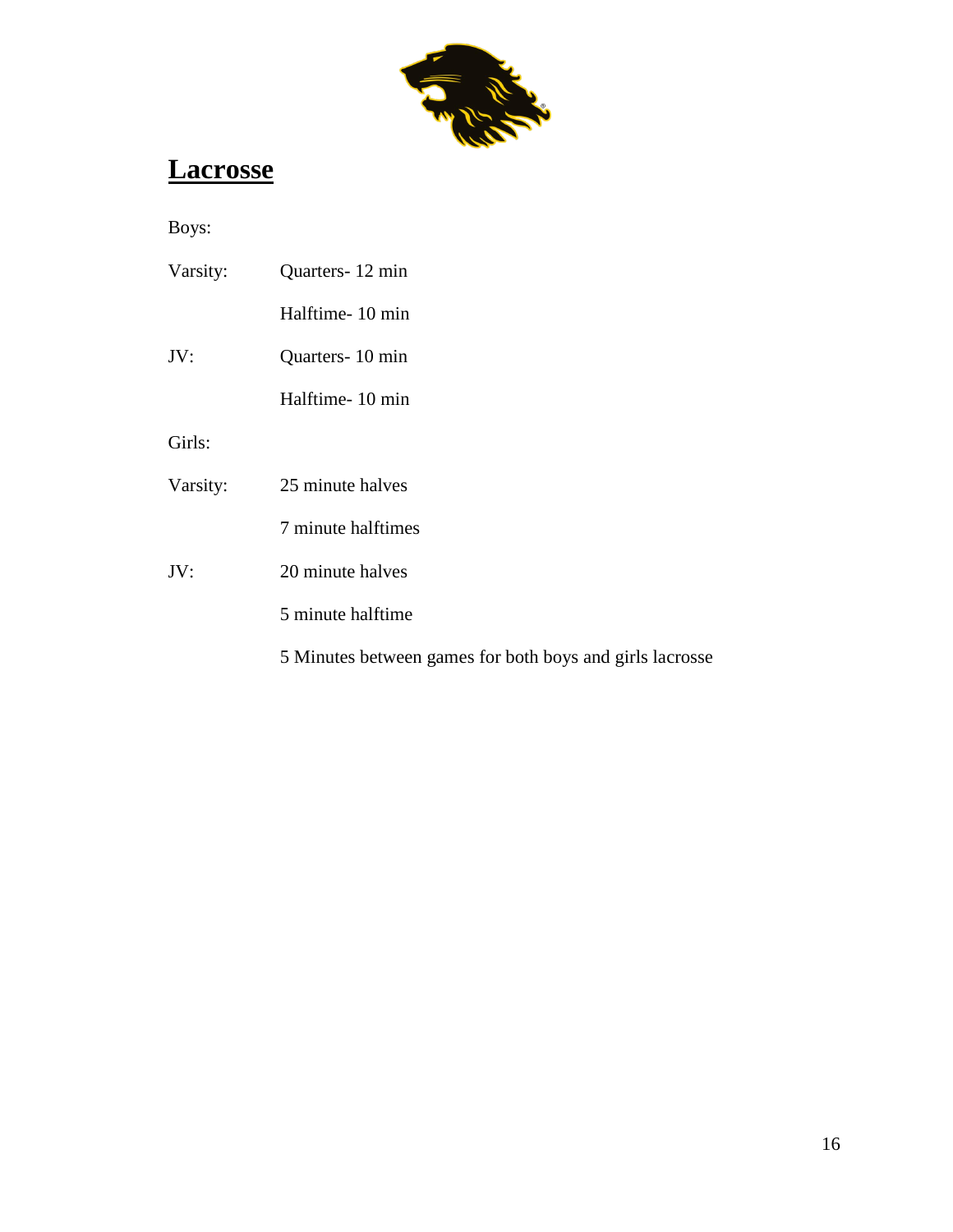# Lacrosse

Boys:

| | |
|---|---|
| Varsity: | Quarters- 12 min |
| | Halftime- 10 min |
| JV: | Quarters- 10 min |
| | Halftime- 10 min |

Girls:

| | |
|---|---|
| Varsity: | 25 minute halves |
| | 7 minute halftimes |
| JV: | 20 minute halves |
| | 5 minute halftime |

5 Minutes between games for both boys and girls lacrosse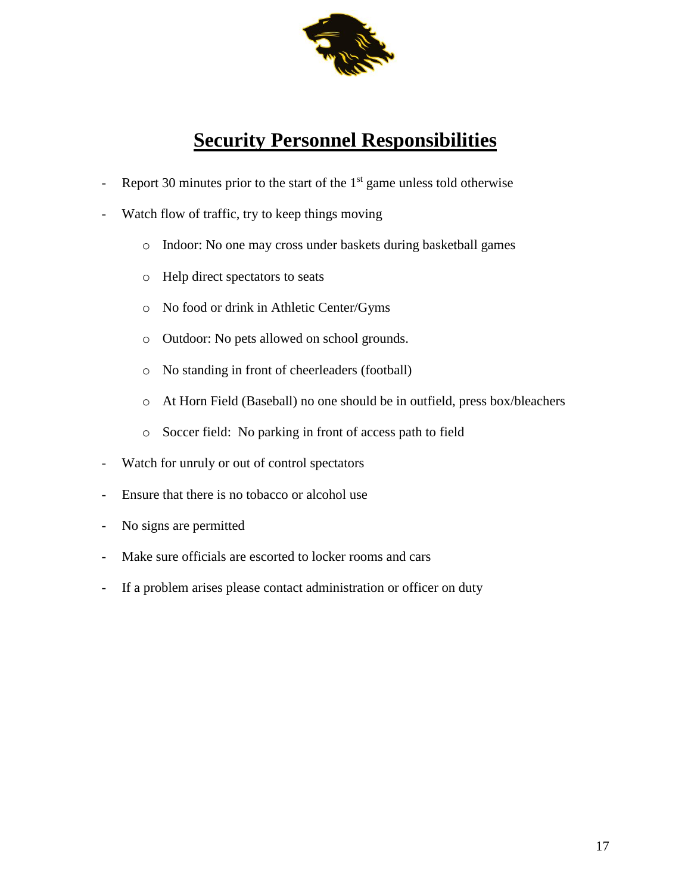# Security Personnel Responsibilities

- Report 30 minutes prior to the start of the 1st game unless told otherwise
- Watch flow of traffic, try to keep things moving
    - Indoor: No one may cross under baskets during basketball games
    - Help direct spectators to seats
    - No food or drink in Athletic Center/Gyms
    - Outdoor: No pets allowed on school grounds.
    - No standing in front of cheerleaders (football)
    - At Horn Field (Baseball) no one should be in outfield, press box/bleachers
    - Soccer field: No parking in front of access path to field
- Watch for unruly or out of control spectators
- Ensure that there is no tobacco or alcohol use
- No signs are permitted
- Make sure officials are escorted to locker rooms and cars
- If a problem arises please contact administration or officer on duty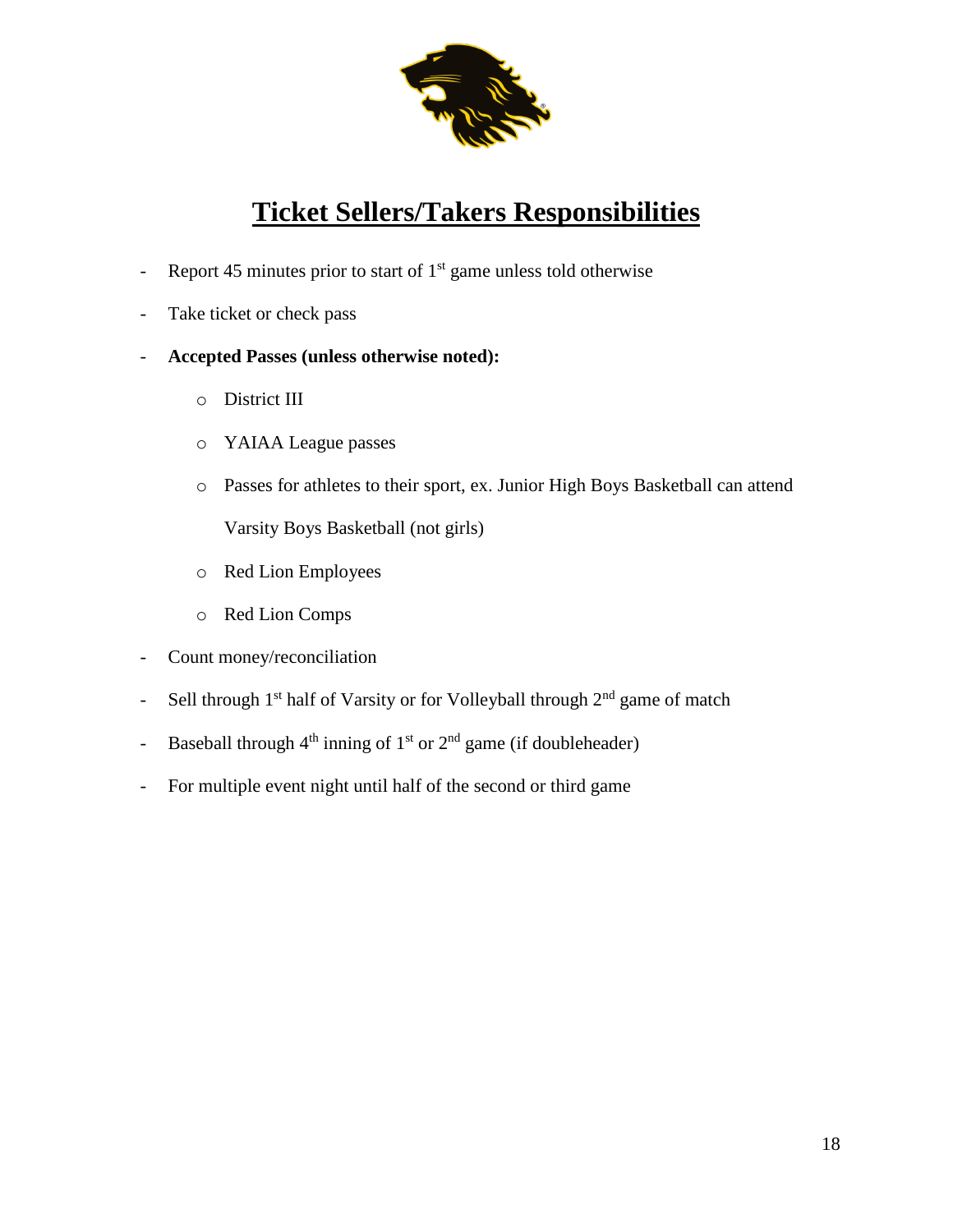# Ticket Sellers/Takers Responsibilities

- Report 45 minutes prior to start of 1st game unless told otherwise
- Take ticket or check pass
- **Accepted Passes (unless otherwise noted):**
  - District III
  - YAIAA League passes
  - Passes for athletes to their sport, ex. Junior High Boys Basketball can attend Varsity Boys Basketball (not girls)
  - Red Lion Employees
  - Red Lion Comps
- Count money/reconciliation
- Sell through 1st half of Varsity or for Volleyball through 2nd game of match
- Baseball through 4th inning of 1st or 2nd game (if doubleheader)
- For multiple event night until half of the second or third game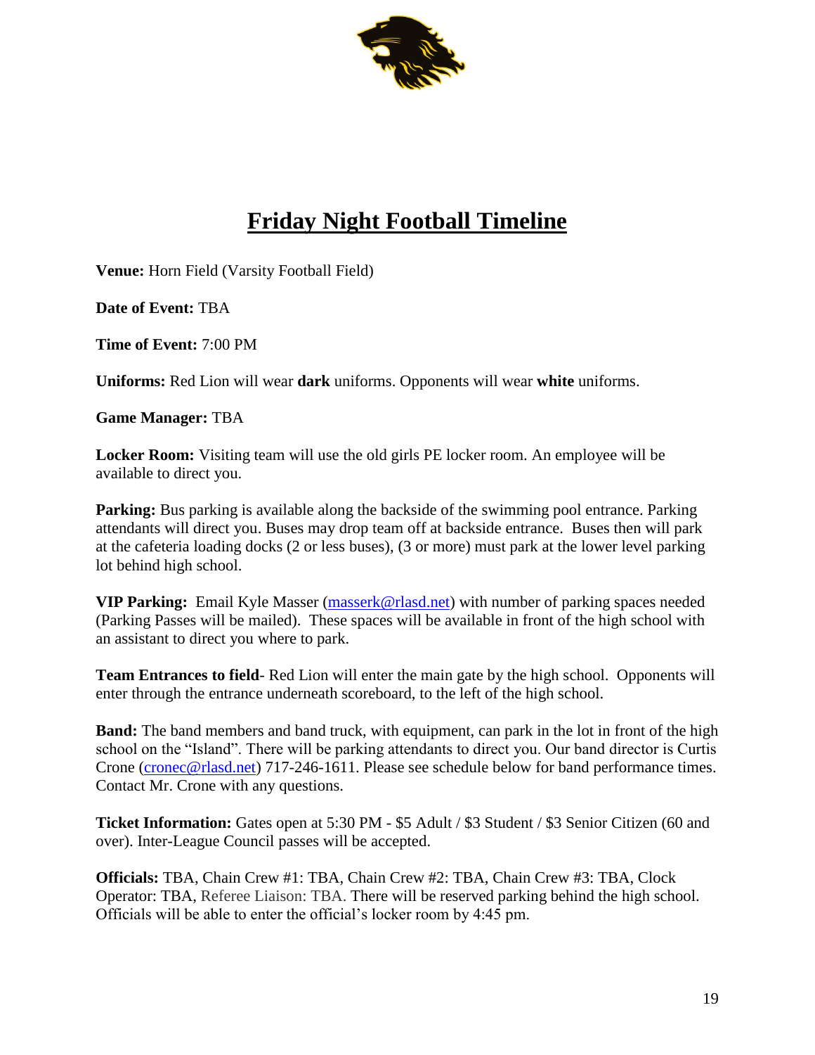# Friday Night Football Timeline

**Venue:** Horn Field (Varsity Football Field)

**Date of Event:** TBA

**Time of Event:** 7:00 PM

**Uniforms:** Red Lion will wear **dark** uniforms. Opponents will wear **white** uniforms.

**Game Manager:** TBA

**Locker Room:** Visiting team will use the old girls PE locker room. An employee will be available to direct you.

**Parking:** Bus parking is available along the backside of the swimming pool entrance. Parking attendants will direct you. Buses may drop team off at backside entrance. Buses then will park at the cafeteria loading docks (2 or less buses), (3 or more) must park at the lower level parking lot behind high school.

**VIP Parking:** Email Kyle Masser (masserk@rlasd.net) with number of parking spaces needed (Parking Passes will be mailed). These spaces will be available in front of the high school with an assistant to direct you where to park.

**Team Entrances to field**- Red Lion will enter the main gate by the high school. Opponents will enter through the entrance underneath scoreboard, to the left of the high school.

**Band:** The band members and band truck, with equipment, can park in the lot in front of the high school on the "Island". There will be parking attendants to direct you. Our band director is Curtis Crone (cronec@rlasd.net) 717-246-1611. Please see schedule below for band performance times. Contact Mr. Crone with any questions.

**Ticket Information:** Gates open at 5:30 PM - $5 Adult / $3 Student / $3 Senior Citizen (60 and over). Inter-League Council passes will be accepted.

**Officials:** TBA, Chain Crew #1: TBA, Chain Crew #2: TBA, Chain Crew #3: TBA, Clock Operator: TBA, Referee Liaison: TBA. There will be reserved parking behind the high school. Officials will be able to enter the official's locker room by 4:45 pm.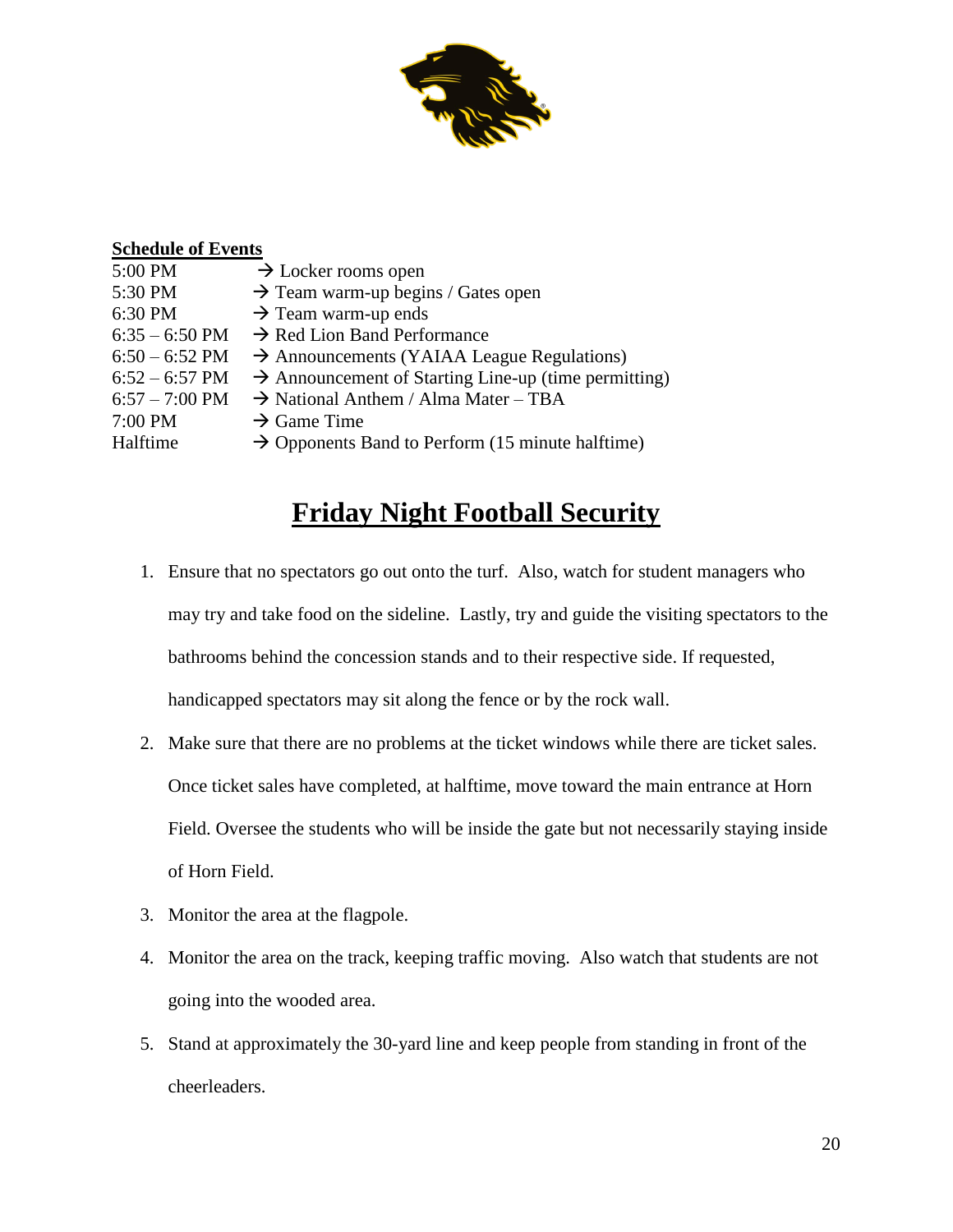**Schedule of Events**

| | |
|---|---|
| 5:00 PM | → Locker rooms open |
| 5:30 PM | → Team warm-up begins / Gates open |
| 6:30 PM | → Team warm-up ends |
| 6:35 – 6:50 PM | → Red Lion Band Performance |
| 6:50 – 6:52 PM | → Announcements (YAIAA League Regulations) |
| 6:52 – 6:57 PM | → Announcement of Starting Line-up (time permitting) |
| 6:57 – 7:00 PM | → National Anthem / Alma Mater – TBA |
| 7:00 PM | → Game Time |
| Halftime | → Opponents Band to Perform (15 minute halftime) |

# Friday Night Football Security

1. Ensure that no spectators go out onto the turf. Also, watch for student managers who may try and take food on the sideline. Lastly, try and guide the visiting spectators to the bathrooms behind the concession stands and to their respective side. If requested, handicapped spectators may sit along the fence or by the rock wall.
2. Make sure that there are no problems at the ticket windows while there are ticket sales. Once ticket sales have completed, at halftime, move toward the main entrance at Horn Field. Oversee the students who will be inside the gate but not necessarily staying inside of Horn Field.
3. Monitor the area at the flagpole.
4. Monitor the area on the track, keeping traffic moving. Also watch that students are not going into the wooded area.
5. Stand at approximately the 30-yard line and keep people from standing in front of the cheerleaders.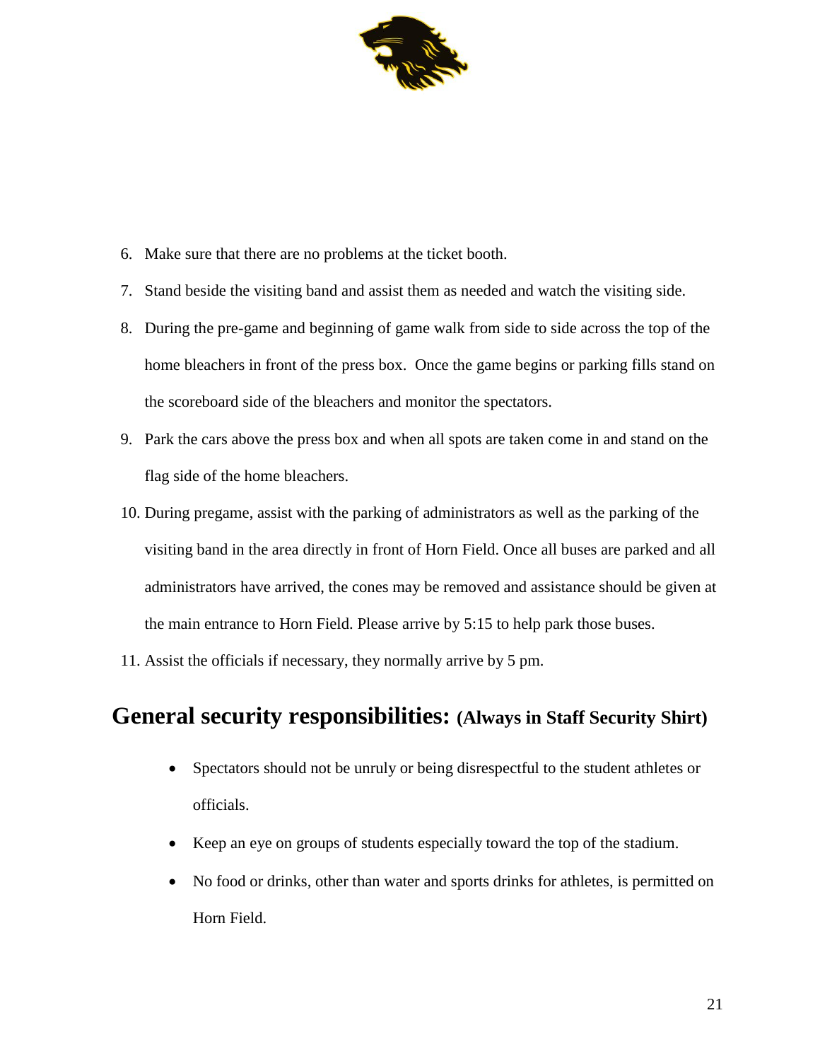6. Make sure that there are no problems at the ticket booth.
7. Stand beside the visiting band and assist them as needed and watch the visiting side.
8. During the pre-game and beginning of game walk from side to side across the top of the home bleachers in front of the press box. Once the game begins or parking fills stand on the scoreboard side of the bleachers and monitor the spectators.
9. Park the cars above the press box and when all spots are taken come in and stand on the flag side of the home bleachers.
10. During pregame, assist with the parking of administrators as well as the parking of the visiting band in the area directly in front of Horn Field. Once all buses are parked and all administrators have arrived, the cones may be removed and assistance should be given at the main entrance to Horn Field. Please arrive by 5:15 to help park those buses.
11. Assist the officials if necessary, they normally arrive by 5 pm.

## General security responsibilities: (Always in Staff Security Shirt)

- Spectators should not be unruly or being disrespectful to the student athletes or officials.
- Keep an eye on groups of students especially toward the top of the stadium.
- No food or drinks, other than water and sports drinks for athletes, is permitted on Horn Field.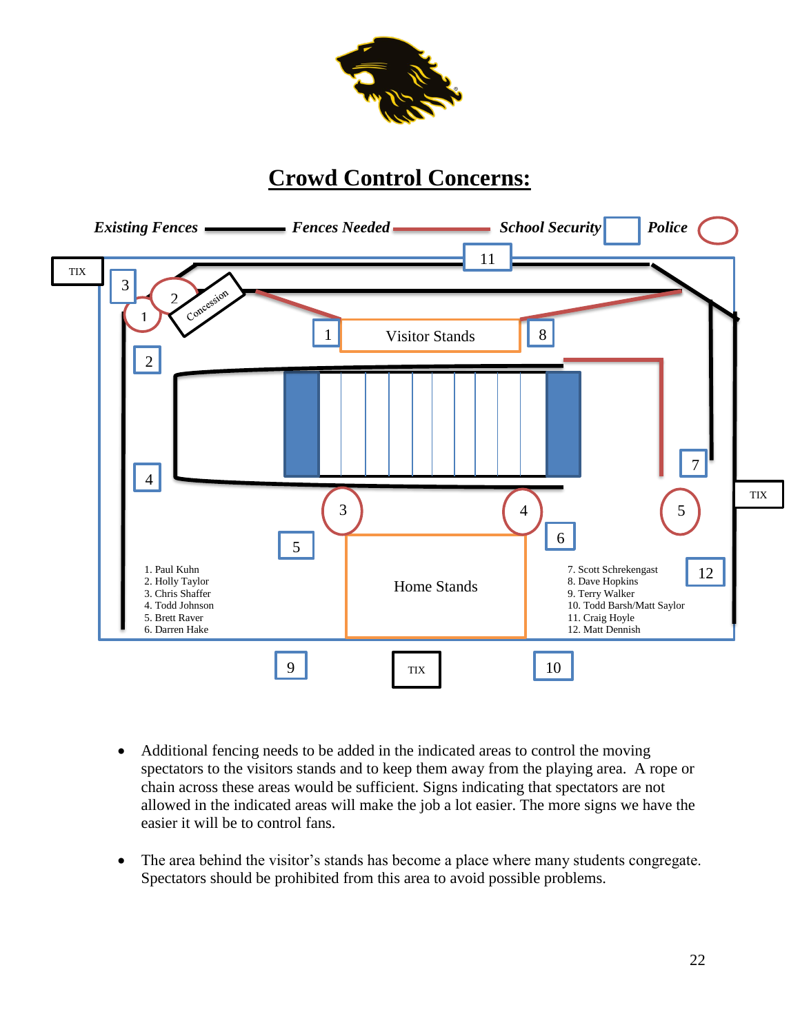# Crowd Control Concerns:

*Existing Fences* — *Fences Needed* — *School Security* — *Police*

TIX

Concession

Visitor Stands

Home Stands

TIX

TIX

1. Paul Kuhn
2. Holly Taylor
3. Chris Shaffer
4. Todd Johnson
5. Brett Raver
6. Darren Hake
7. Scott Schrekengast
8. Dave Hopkins
9. Terry Walker
10. Todd Barsh/Matt Saylor
11. Craig Hoyle
12. Matt Dennish

- Additional fencing needs to be added in the indicated areas to control the moving spectators to the visitors stands and to keep them away from the playing area. A rope or chain across these areas would be sufficient. Signs indicating that spectators are not allowed in the indicated areas will make the job a lot easier. The more signs we have the easier it will be to control fans.

- The area behind the visitor's stands has become a place where many students congregate. Spectators should be prohibited from this area to avoid possible problems.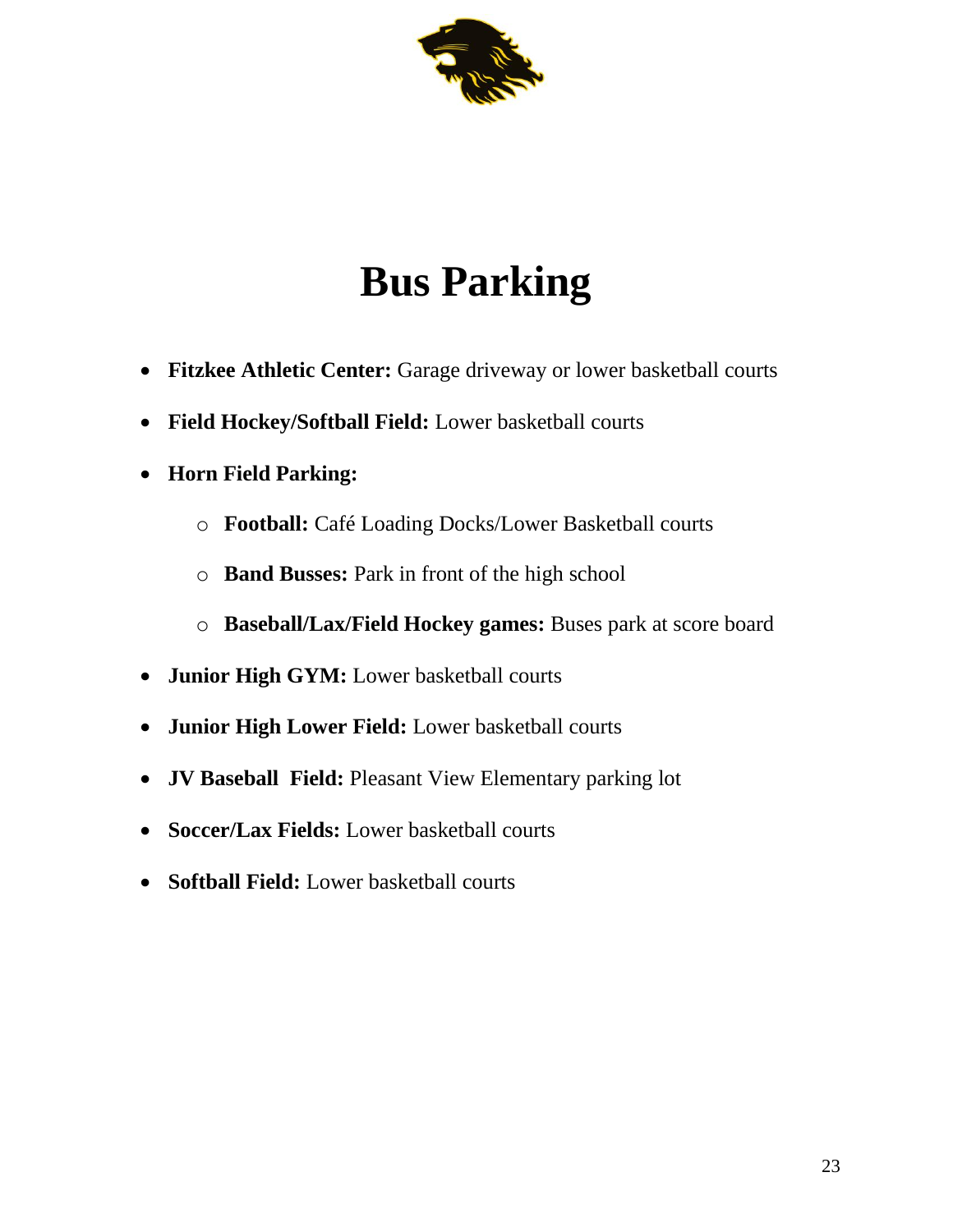# Bus Parking

- **Fitzkee Athletic Center:** Garage driveway or lower basketball courts
- **Field Hockey/Softball Field:** Lower basketball courts
- **Horn Field Parking:**
  - **Football:** Café Loading Docks/Lower Basketball courts
  - **Band Busses:** Park in front of the high school
  - **Baseball/Lax/Field Hockey games:** Buses park at score board
- **Junior High GYM:** Lower basketball courts
- **Junior High Lower Field:** Lower basketball courts
- **JV Baseball Field:** Pleasant View Elementary parking lot
- **Soccer/Lax Fields:** Lower basketball courts
- **Softball Field:** Lower basketball courts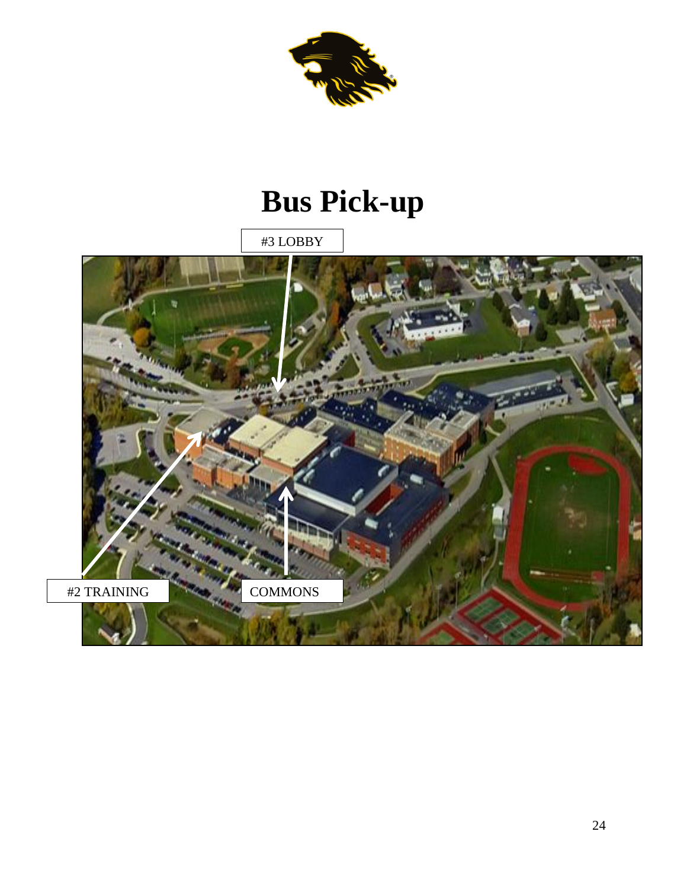# Bus Pick-up

#3 LOBBY

#2 TRAINING

COMMONS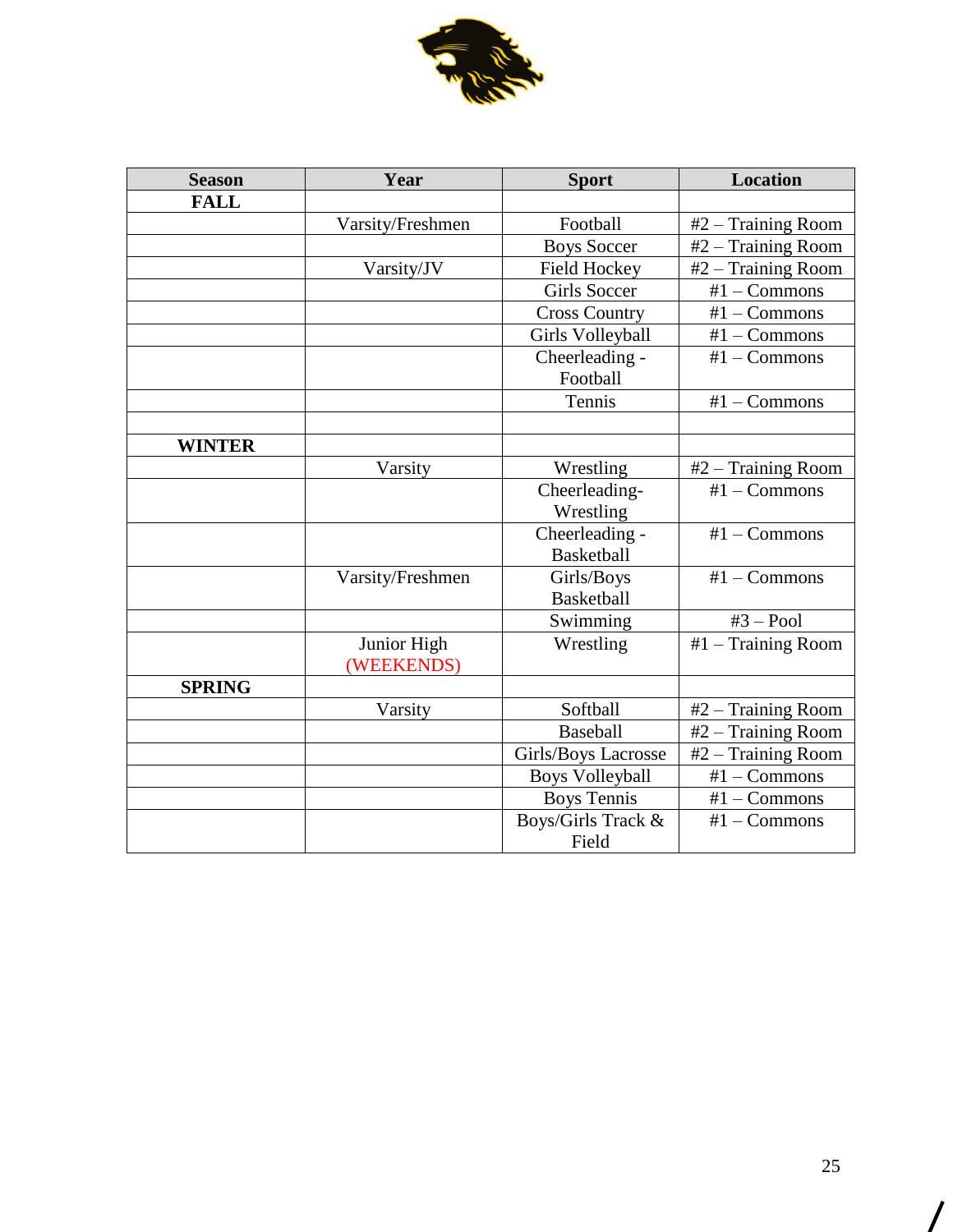| Season | Year | Sport | Location |
|---|---|---|---|
| **FALL** | | | |
| | Varsity/Freshmen | Football | #2 – Training Room |
| | | Boys Soccer | #2 – Training Room |
| | Varsity/JV | Field Hockey | #2 – Training Room |
| | | Girls Soccer | #1 – Commons |
| | | Cross Country | #1 – Commons |
| | | Girls Volleyball | #1 – Commons |
| | | Cheerleading - Football | #1 – Commons |
| | | Tennis | #1 – Commons |
| | | | |
| **WINTER** | | | |
| | Varsity | Wrestling | #2 – Training Room |
| | | Cheerleading- Wrestling | #1 – Commons |
| | | Cheerleading - Basketball | #1 – Commons |
| | Varsity/Freshmen | Girls/Boys Basketball | #1 – Commons |
| | | Swimming | #3 – Pool |
| | Junior High (WEEKENDS) | Wrestling | #1 – Training Room |
| **SPRING** | | | |
| | Varsity | Softball | #2 – Training Room |
| | | Baseball | #2 – Training Room |
| | | Girls/Boys Lacrosse | #2 – Training Room |
| | | Boys Volleyball | #1 – Commons |
| | | Boys Tennis | #1 – Commons |
| | | Boys/Girls Track & Field | #1 – Commons |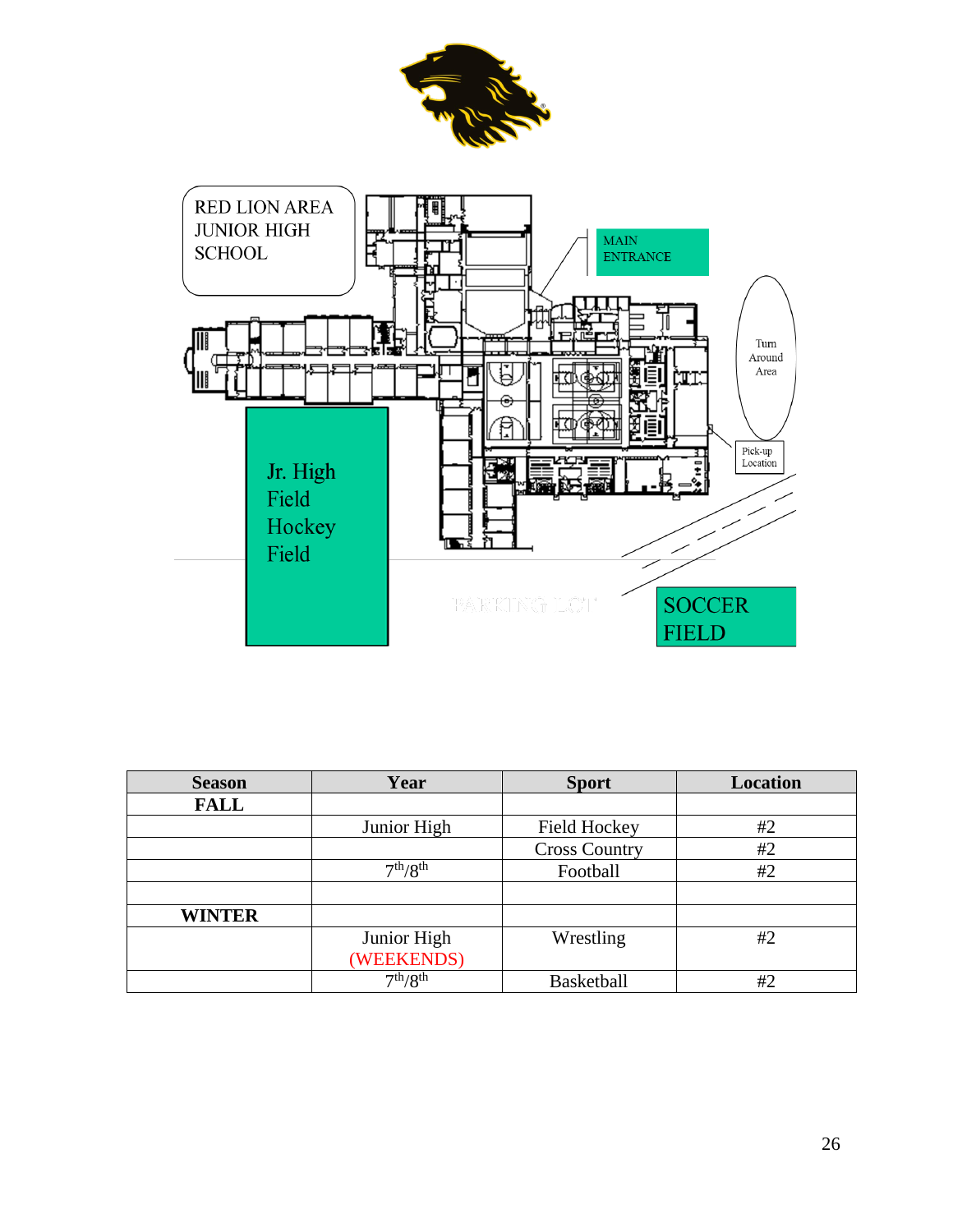RED LION AREA JUNIOR HIGH SCHOOL

MAIN ENTRANCE

Turn Around Area

Pick-up Location

Jr. High Field Hockey Field

PARKING LOT

SOCCER FIELD

| Season | Year | Sport | Location |
|---|---|---|---|
| **FALL** | | | |
| | Junior High | Field Hockey | #2 |
| | | Cross Country | #2 |
| | 7th/8th | Football | #2 |
| | | | |
| **WINTER** | | | |
| | Junior High (WEEKENDS) | Wrestling | #2 |
| | 7th/8th | Basketball | #2 |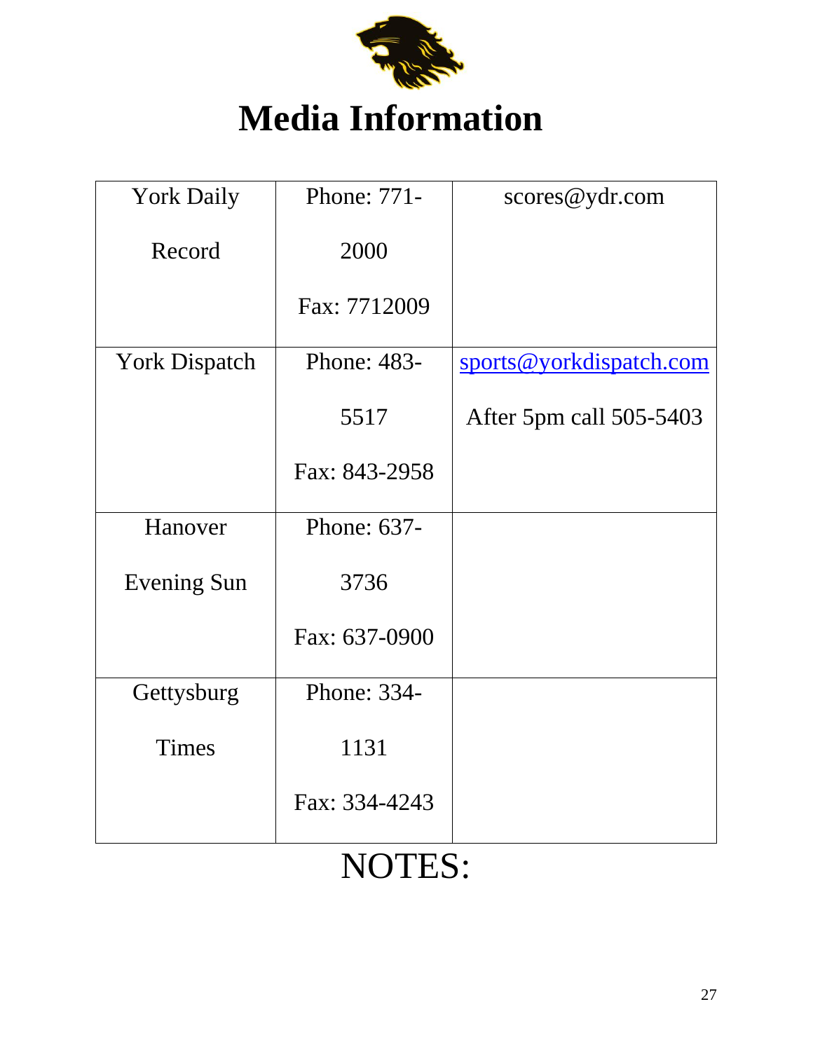# Media Information

| | | |
|---|---|---|
| York Daily Record | Phone: 771-2000<br>Fax: 7712009 | scores@ydr.com |
| York Dispatch | Phone: 483-5517<br>Fax: 843-2958 | sports@yorkdispatch.com<br>After 5pm call 505-5403 |
| Hanover Evening Sun | Phone: 637-3736<br>Fax: 637-0900 | |
| Gettysburg Times | Phone: 334-1131<br>Fax: 334-4243 | |

NOTES: